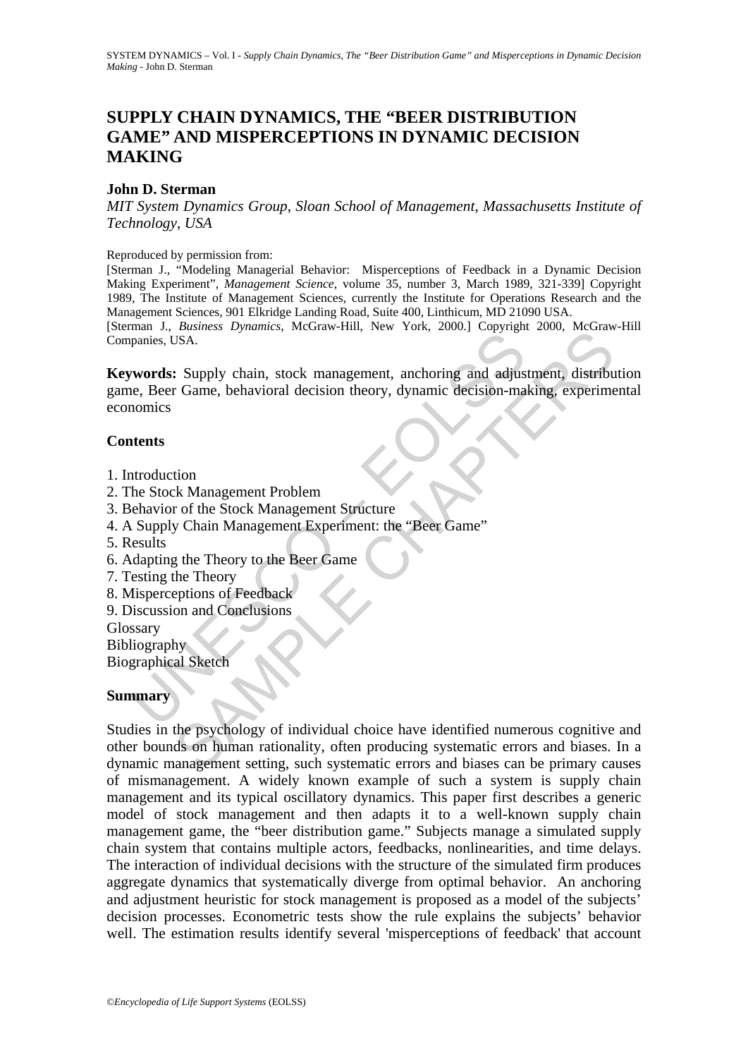# SUPPLY CHAIN DYNAMICS, THE "BEER DISTRIBUTION GAME" AND MISPERCEPTIONS IN DYNAMIC DECISION MAKING

**John D. Sterman**

*MIT System Dynamics Group, Sloan School of Management, Massachusetts Institute of Technology, USA*

Reproduced by permission from:

[Sterman J., "Modeling Managerial Behavior: Misperceptions of Feedback in a Dynamic Decision Making Experiment", *Management Science*, volume 35, number 3, March 1989, 321-339] Copyright 1989, The Institute of Management Sciences, currently the Institute for Operations Research and the Management Sciences, 901 Elkridge Landing Road, Suite 400, Linthicum, MD 21090 USA.

[Sterman J., *Business Dynamics*, McGraw-Hill, New York, 2000.] Copyright 2000, McGraw-Hill Companies, USA.

**Keywords:** Supply chain, stock management, anchoring and adjustment, distribution game, Beer Game, behavioral decision theory, dynamic decision-making, experimental economics

## Contents

1. Introduction
2. The Stock Management Problem
3. Behavior of the Stock Management Structure
4. A Supply Chain Management Experiment: the "Beer Game"
5. Results
6. Adapting the Theory to the Beer Game
7. Testing the Theory
8. Misperceptions of Feedback
9. Discussion and Conclusions

Glossary

Bibliography

Biographical Sketch

## Summary

Studies in the psychology of individual choice have identified numerous cognitive and other bounds on human rationality, often producing systematic errors and biases. In a dynamic management setting, such systematic errors and biases can be primary causes of mismanagement. A widely known example of such a system is supply chain management and its typical oscillatory dynamics. This paper first describes a generic model of stock management and then adapts it to a well-known supply chain management game, the "beer distribution game." Subjects manage a simulated supply chain system that contains multiple actors, feedbacks, nonlinearities, and time delays. The interaction of individual decisions with the structure of the simulated firm produces aggregate dynamics that systematically diverge from optimal behavior. An anchoring and adjustment heuristic for stock management is proposed as a model of the subjects' decision processes. Econometric tests show the rule explains the subjects' behavior well. The estimation results identify several 'misperceptions of feedback' that account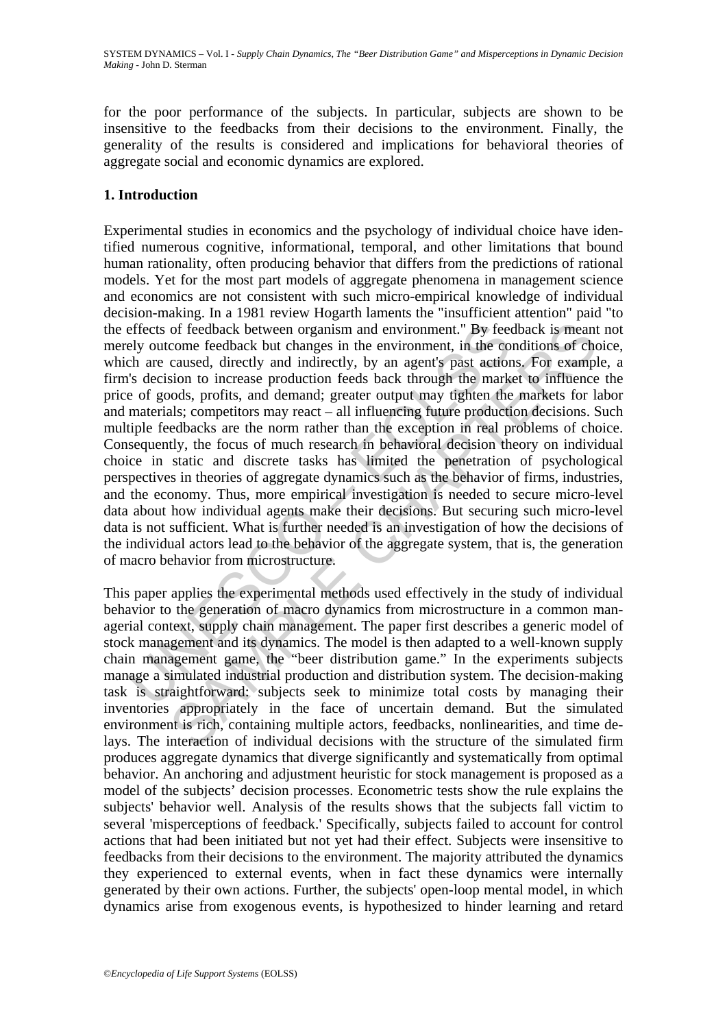for the poor performance of the subjects. In particular, subjects are shown to be insensitive to the feedbacks from their decisions to the environment. Finally, the generality of the results is considered and implications for behavioral theories of aggregate social and economic dynamics are explored.

## 1. Introduction

Experimental studies in economics and the psychology of individual choice have identified numerous cognitive, informational, temporal, and other limitations that bound human rationality, often producing behavior that differs from the predictions of rational models. Yet for the most part models of aggregate phenomena in management science and economics are not consistent with such micro-empirical knowledge of individual decision-making. In a 1981 review Hogarth laments the "insufficient attention" paid "to the effects of feedback between organism and environment." By feedback is meant not merely outcome feedback but changes in the environment, in the conditions of choice, which are caused, directly and indirectly, by an agent's past actions. For example, a firm's decision to increase production feeds back through the market to influence the price of goods, profits, and demand; greater output may tighten the markets for labor and materials; competitors may react – all influencing future production decisions. Such multiple feedbacks are the norm rather than the exception in real problems of choice. Consequently, the focus of much research in behavioral decision theory on individual choice in static and discrete tasks has limited the penetration of psychological perspectives in theories of aggregate dynamics such as the behavior of firms, industries, and the economy. Thus, more empirical investigation is needed to secure micro-level data about how individual agents make their decisions. But securing such micro-level data is not sufficient. What is further needed is an investigation of how the decisions of the individual actors lead to the behavior of the aggregate system, that is, the generation of macro behavior from microstructure.

This paper applies the experimental methods used effectively in the study of individual behavior to the generation of macro dynamics from microstructure in a common managerial context, supply chain management. The paper first describes a generic model of stock management and its dynamics. The model is then adapted to a well-known supply chain management game, the "beer distribution game." In the experiments subjects manage a simulated industrial production and distribution system. The decision-making task is straightforward: subjects seek to minimize total costs by managing their inventories appropriately in the face of uncertain demand. But the simulated environment is rich, containing multiple actors, feedbacks, nonlinearities, and time delays. The interaction of individual decisions with the structure of the simulated firm produces aggregate dynamics that diverge significantly and systematically from optimal behavior. An anchoring and adjustment heuristic for stock management is proposed as a model of the subjects' decision processes. Econometric tests show the rule explains the subjects' behavior well. Analysis of the results shows that the subjects fall victim to several 'misperceptions of feedback.' Specifically, subjects failed to account for control actions that had been initiated but not yet had their effect. Subjects were insensitive to feedbacks from their decisions to the environment. The majority attributed the dynamics they experienced to external events, when in fact these dynamics were internally generated by their own actions. Further, the subjects' open-loop mental model, in which dynamics arise from exogenous events, is hypothesized to hinder learning and retard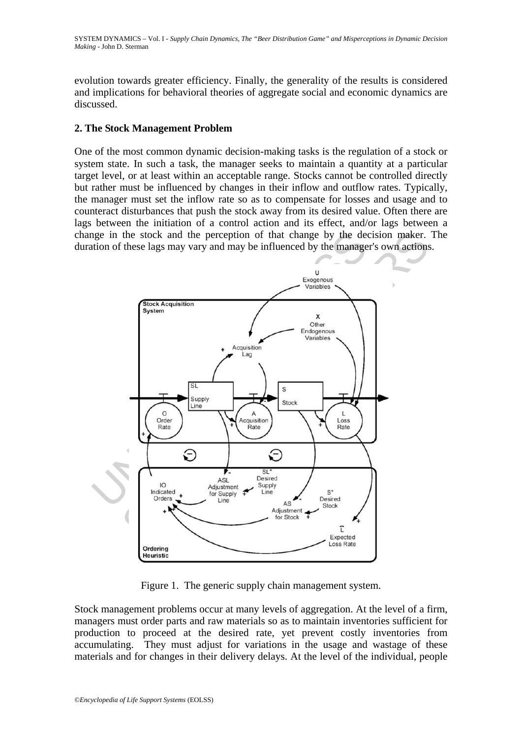evolution towards greater efficiency. Finally, the generality of the results is considered and implications for behavioral theories of aggregate social and economic dynamics are discussed.

## 2. The Stock Management Problem

One of the most common dynamic decision-making tasks is the regulation of a stock or system state. In such a task, the manager seeks to maintain a quantity at a particular target level, or at least within an acceptable range. Stocks cannot be controlled directly but rather must be influenced by changes in their inflow and outflow rates. Typically, the manager must set the inflow rate so as to compensate for losses and usage and to counteract disturbances that push the stock away from its desired value. Often there are lags between the initiation of a control action and its effect, and/or lags between a change in the stock and the perception of that change by the decision maker. The duration of these lags may vary and may be influenced by the manager's own actions.

Figure 1. The generic supply chain management system.

Stock management problems occur at many levels of aggregation. At the level of a firm, managers must order parts and raw materials so as to maintain inventories sufficient for production to proceed at the desired rate, yet prevent costly inventories from accumulating. They must adjust for variations in the usage and wastage of these materials and for changes in their delivery delays. At the level of the individual, people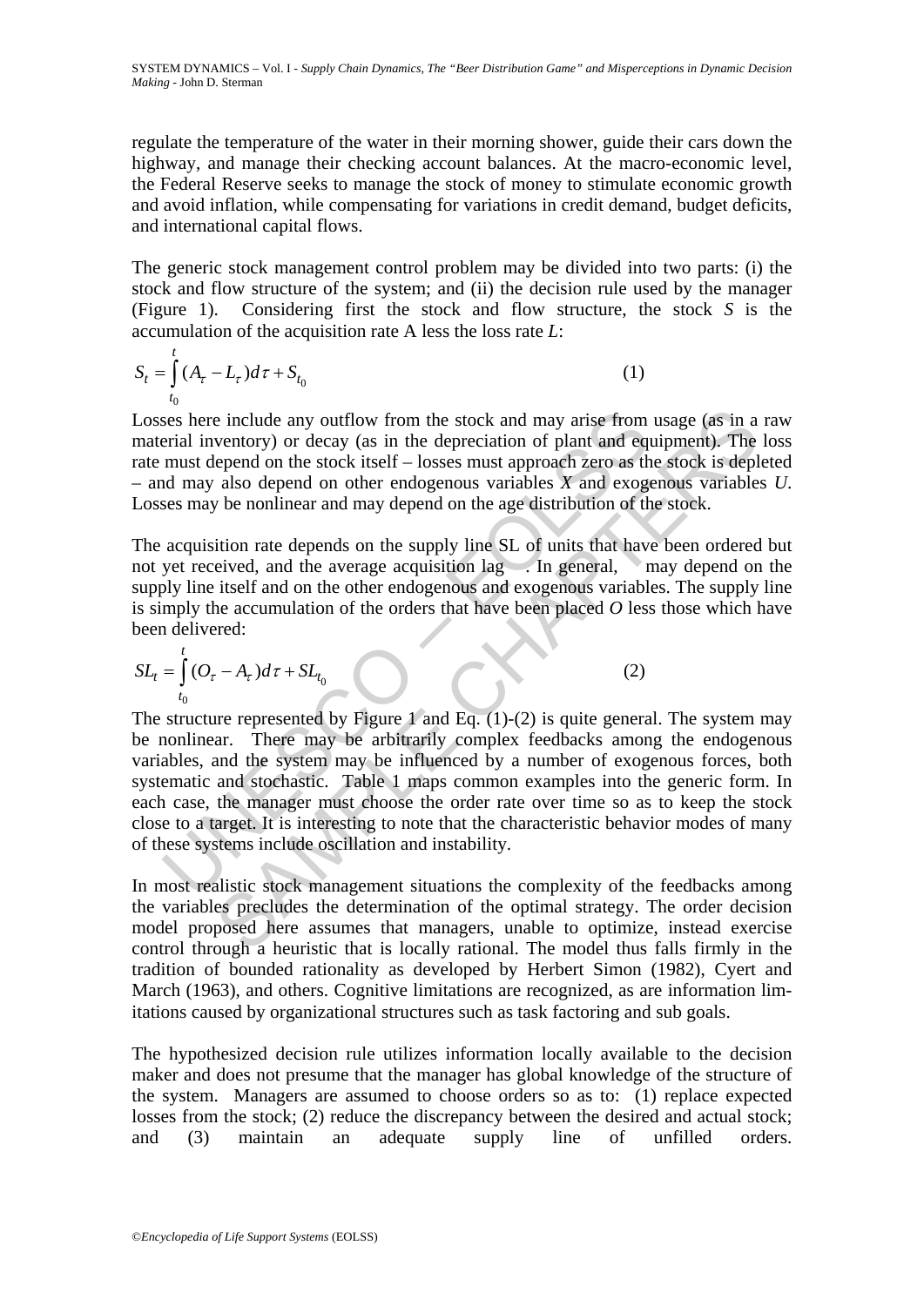regulate the temperature of the water in their morning shower, guide their cars down the highway, and manage their checking account balances. At the macro-economic level, the Federal Reserve seeks to manage the stock of money to stimulate economic growth and avoid inflation, while compensating for variations in credit demand, budget deficits, and international capital flows.

The generic stock management control problem may be divided into two parts: (i) the stock and flow structure of the system; and (ii) the decision rule used by the manager (Figure 1). Considering first the stock and flow structure, the stock $S$ is the accumulation of the acquisition rate A less the loss rate $L$:

$$S_t = \int_{t_0}^{t} (A_\tau - L_\tau) d\tau + S_{t_0} \qquad (1)$$

Losses here include any outflow from the stock and may arise from usage (as in a raw material inventory) or decay (as in the depreciation of plant and equipment). The loss rate must depend on the stock itself – losses must approach zero as the stock is depleted – and may also depend on other endogenous variables $X$ and exogenous variables $U$. Losses may be nonlinear and may depend on the age distribution of the stock.

The acquisition rate depends on the supply line SL of units that have been ordered but not yet received, and the average acquisition lag . In general, may depend on the supply line itself and on the other endogenous and exogenous variables. The supply line is simply the accumulation of the orders that have been placed $O$ less those which have been delivered:

$$SL_t = \int_{t_0}^{t} (O_\tau - A_\tau) d\tau + SL_{t_0} \qquad (2)$$

The structure represented by Figure 1 and Eq. (1)-(2) is quite general. The system may be nonlinear. There may be arbitrarily complex feedbacks among the endogenous variables, and the system may be influenced by a number of exogenous forces, both systematic and stochastic. Table 1 maps common examples into the generic form. In each case, the manager must choose the order rate over time so as to keep the stock close to a target. It is interesting to note that the characteristic behavior modes of many of these systems include oscillation and instability.

In most realistic stock management situations the complexity of the feedbacks among the variables precludes the determination of the optimal strategy. The order decision model proposed here assumes that managers, unable to optimize, instead exercise control through a heuristic that is locally rational. The model thus falls firmly in the tradition of bounded rationality as developed by Herbert Simon (1982), Cyert and March (1963), and others. Cognitive limitations are recognized, as are information limitations caused by organizational structures such as task factoring and sub goals.

The hypothesized decision rule utilizes information locally available to the decision maker and does not presume that the manager has global knowledge of the structure of the system. Managers are assumed to choose orders so as to: (1) replace expected losses from the stock; (2) reduce the discrepancy between the desired and actual stock; and (3) maintain an adequate supply line of unfilled orders.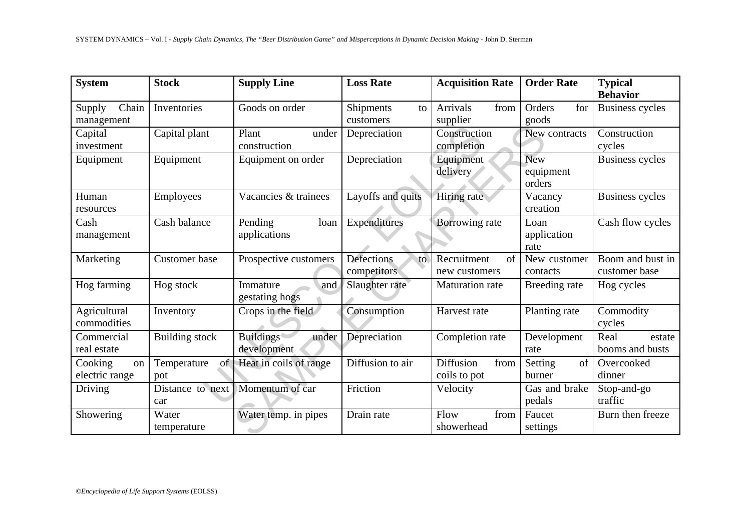| System | Stock | Supply Line | Loss Rate | Acquisition Rate | Order Rate | Typical Behavior |
|---|---|---|---|---|---|---|
| Supply Chain management | Inventories | Goods on order | Shipments to customers | Arrivals from supplier | Orders for goods | Business cycles |
| Capital investment | Capital plant | Plant under construction | Depreciation | Construction completion | New contracts | Construction cycles |
| Equipment | Equipment | Equipment on order | Depreciation | Equipment delivery | New equipment orders | Business cycles |
| Human resources | Employees | Vacancies & trainees | Layoffs and quits | Hiring rate | Vacancy creation | Business cycles |
| Cash management | Cash balance | Pending loan applications | Expenditures | Borrowing rate | Loan application rate | Cash flow cycles |
| Marketing | Customer base | Prospective customers | Defections to competitors | Recruitment of new customers | New customer contacts | Boom and bust in customer base |
| Hog farming | Hog stock | Immature and gestating hogs | Slaughter rate | Maturation rate | Breeding rate | Hog cycles |
| Agricultural commodities | Inventory | Crops in the field | Consumption | Harvest rate | Planting rate | Commodity cycles |
| Commercial real estate | Building stock | Buildings under development | Depreciation | Completion rate | Development rate | Real estate booms and busts |
| Cooking on electric range | Temperature of pot | Heat in coils of range | Diffusion to air | Diffusion from coils to pot | Setting of burner | Overcooked dinner |
| Driving | Distance to next car | Momentum of car | Friction | Velocity | Gas and brake pedals | Stop-and-go traffic |
| Showering | Water temperature | Water temp. in pipes | Drain rate | Flow from showerhead | Faucet settings | Burn then freeze |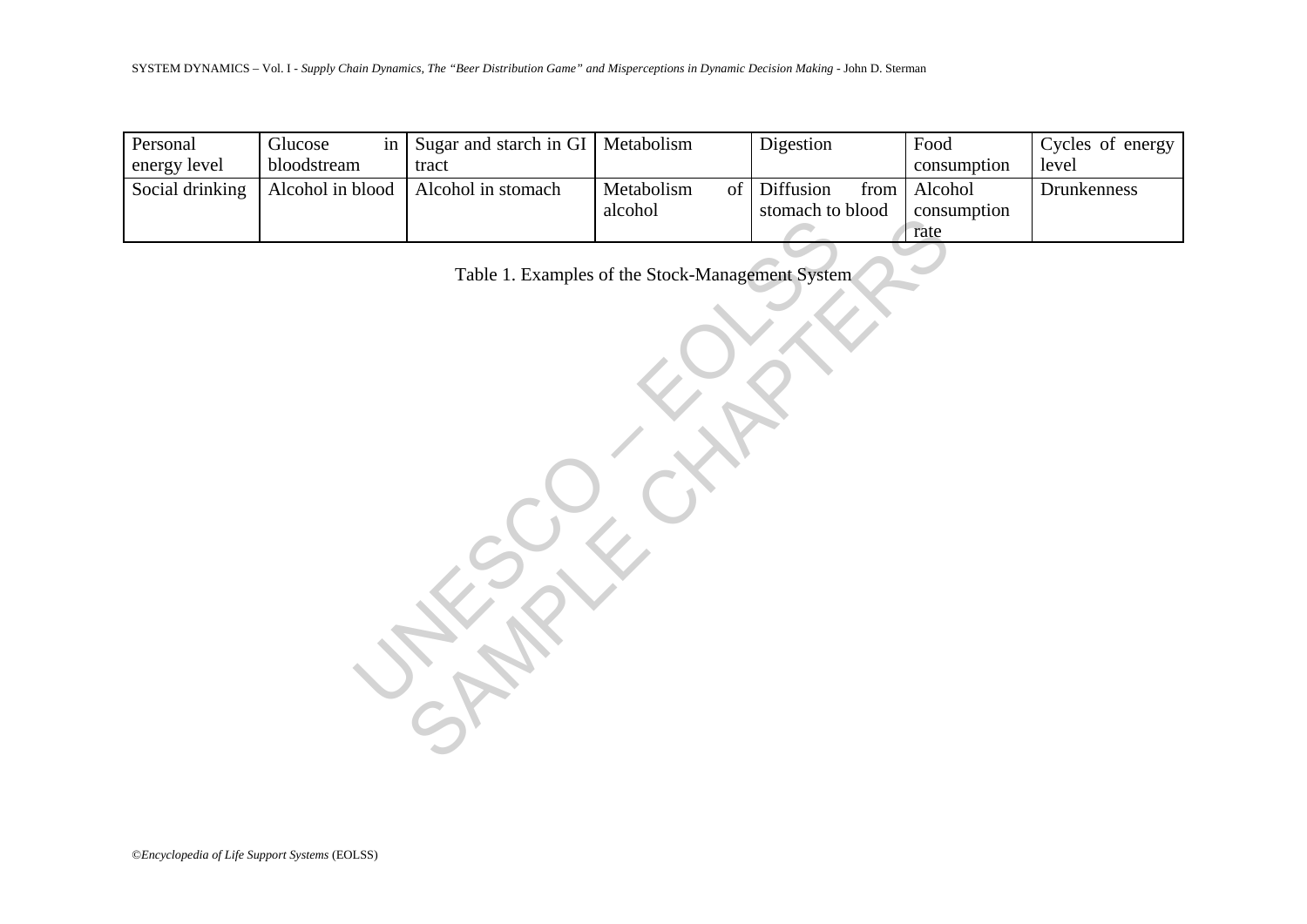| Personal energy level | Glucose in bloodstream | Sugar and starch in GI tract | Metabolism | Digestion | Food consumption | Cycles of energy level |
| --- | --- | --- | --- | --- | --- | --- |
| Social drinking | Alcohol in blood | Alcohol in stomach | Metabolism of alcohol | Diffusion from stomach to blood | Alcohol consumption rate | Drunkenness |

Table 1. Examples of the Stock-Management System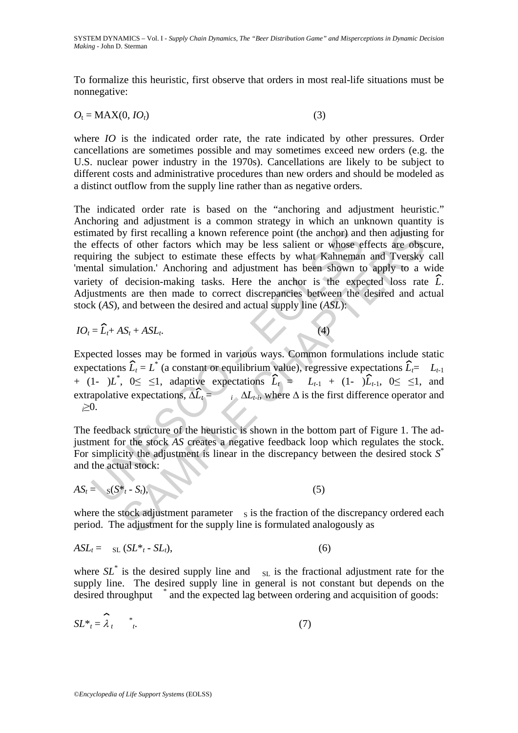To formalize this heuristic, first observe that orders in most real-life situations must be nonnegative:

$$O_t = \text{MAX}(0, IO_t) \tag{3}$$

where *IO* is the indicated order rate, the rate indicated by other pressures. Order cancellations are sometimes possible and may sometimes exceed new orders (e.g. the U.S. nuclear power industry in the 1970s). Cancellations are likely to be subject to different costs and administrative procedures than new orders and should be modeled as a distinct outflow from the supply line rather than as negative orders.

The indicated order rate is based on the "anchoring and adjustment heuristic." Anchoring and adjustment is a common strategy in which an unknown quantity is estimated by first recalling a known reference point (the anchor) and then adjusting for the effects of other factors which may be less salient or whose effects are obscure, requiring the subject to estimate these effects by what Kahneman and Tversky call 'mental simulation.' Anchoring and adjustment has been shown to apply to a wide variety of decision-making tasks. Here the anchor is the expected loss rate $\hat{L}$. Adjustments are then made to correct discrepancies between the desired and actual stock (*AS*), and between the desired and actual supply line (*ASL*):

$$IO_t = \hat{L}_t + AS_t + ASL_t. \tag{4}$$

Expected losses may be formed in various ways. Common formulations include static expectations $\hat{L}_t = L^*$ (a constant or equilibrium value), regressive expectations $\hat{L}_t = \theta L_{t-1} + (1-\theta)L^*$, $0 \leq \theta \leq 1$, adaptive expectations $\hat{L}_t = \theta L_{t-1} + (1-\theta)\hat{L}_{t-1}$, $0 \leq \theta \leq 1$, and extrapolative expectations, $\Delta\hat{L}_t = \sum \beta_i \Delta L_{t-i}$, where $\Delta$ is the first difference operator and $\beta_i \geq 0$.

The feedback structure of the heuristic is shown in the bottom part of Figure 1. The adjustment for the stock *AS* creates a negative feedback loop which regulates the stock. For simplicity the adjustment is linear in the discrepancy between the desired stock $S^*$ and the actual stock:

$$AS_t = \alpha_S(S^*_t - S_t), \tag{5}$$

where the stock adjustment parameter $\alpha_S$ is the fraction of the discrepancy ordered each period. The adjustment for the supply line is formulated analogously as

$$ASL_t = \alpha_{SL}(SL^*_t - SL_t), \tag{6}$$

where $SL^*$ is the desired supply line and $\alpha_{SL}$ is the fractional adjustment rate for the supply line. The desired supply line in general is not constant but depends on the desired throughput $\Phi^*$ and the expected lag between ordering and acquisition of goods:

$$SL^*_t = \hat{\lambda}_t \Phi^*_t. \tag{7}$$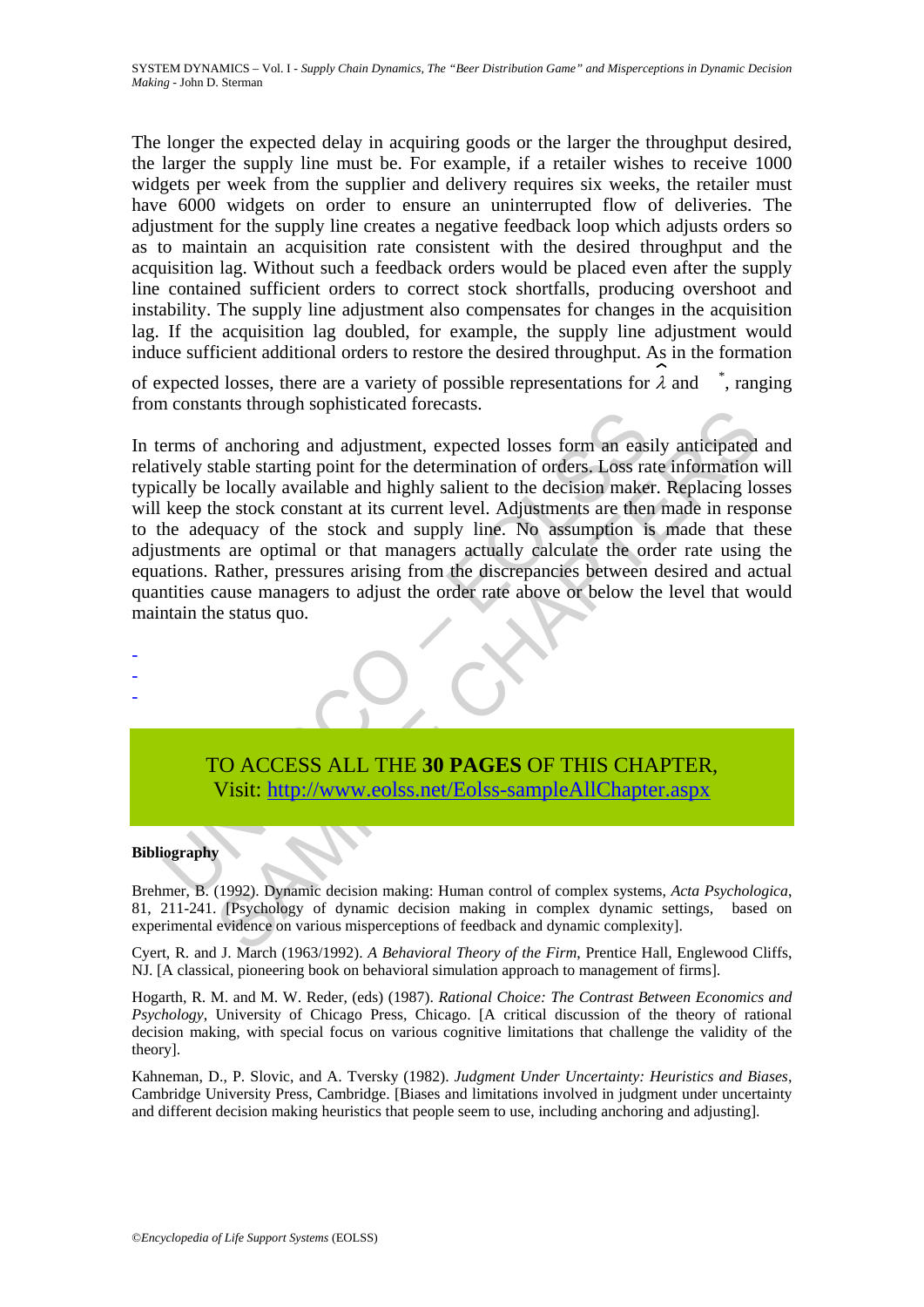The longer the expected delay in acquiring goods or the larger the throughput desired, the larger the supply line must be. For example, if a retailer wishes to receive 1000 widgets per week from the supplier and delivery requires six weeks, the retailer must have 6000 widgets on order to ensure an uninterrupted flow of deliveries. The adjustment for the supply line creates a negative feedback loop which adjusts orders so as to maintain an acquisition rate consistent with the desired throughput and the acquisition lag. Without such a feedback orders would be placed even after the supply line contained sufficient orders to correct stock shortfalls, producing overshoot and instability. The supply line adjustment also compensates for changes in the acquisition lag. If the acquisition lag doubled, for example, the supply line adjustment would induce sufficient additional orders to restore the desired throughput. As in the formation of expected losses, there are a variety of possible representations for $\hat{\lambda}$ and $^*$, ranging from constants through sophisticated forecasts.

In terms of anchoring and adjustment, expected losses form an easily anticipated and relatively stable starting point for the determination of orders. Loss rate information will typically be locally available and highly salient to the decision maker. Replacing losses will keep the stock constant at its current level. Adjustments are then made in response to the adequacy of the stock and supply line. No assumption is made that these adjustments are optimal or that managers actually calculate the order rate using the equations. Rather, pressures arising from the discrepancies between desired and actual quantities cause managers to adjust the order rate above or below the level that would maintain the status quo.

-
-
-

TO ACCESS ALL THE **30 PAGES** OF THIS CHAPTER,
Visit: http://www.eolss.net/Eolss-sampleAllChapter.aspx

**Bibliography**

Brehmer, B. (1992). Dynamic decision making: Human control of complex systems, *Acta Psychologica*, 81, 211-241. [Psychology of dynamic decision making in complex dynamic settings, based on experimental evidence on various misperceptions of feedback and dynamic complexity].

Cyert, R. and J. March (1963/1992). *A Behavioral Theory of the Firm*, Prentice Hall, Englewood Cliffs, NJ. [A classical, pioneering book on behavioral simulation approach to management of firms].

Hogarth, R. M. and M. W. Reder, (eds) (1987). *Rational Choice: The Contrast Between Economics and Psychology*, University of Chicago Press, Chicago. [A critical discussion of the theory of rational decision making, with special focus on various cognitive limitations that challenge the validity of the theory].

Kahneman, D., P. Slovic, and A. Tversky (1982). *Judgment Under Uncertainty: Heuristics and Biases*, Cambridge University Press, Cambridge. [Biases and limitations involved in judgment under uncertainty and different decision making heuristics that people seem to use, including anchoring and adjusting].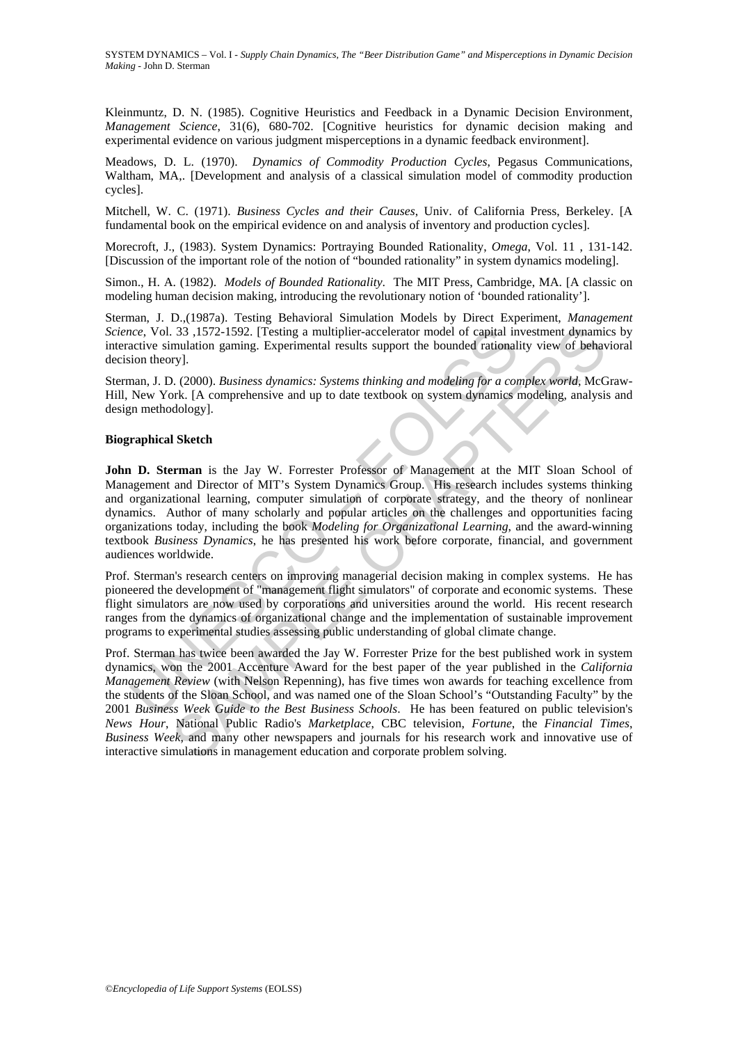Kleinmuntz, D. N. (1985). Cognitive Heuristics and Feedback in a Dynamic Decision Environment, *Management Science*, 31(6), 680-702. [Cognitive heuristics for dynamic decision making and experimental evidence on various judgment misperceptions in a dynamic feedback environment].

Meadows, D. L. (1970). *Dynamics of Commodity Production Cycles*, Pegasus Communications, Waltham, MA,. [Development and analysis of a classical simulation model of commodity production cycles].

Mitchell, W. C. (1971). *Business Cycles and their Causes*, Univ. of California Press, Berkeley. [A fundamental book on the empirical evidence on and analysis of inventory and production cycles].

Morecroft, J., (1983). System Dynamics: Portraying Bounded Rationality, *Omega*, Vol. 11 , 131-142. [Discussion of the important role of the notion of "bounded rationality" in system dynamics modeling].

Simon., H. A. (1982). *Models of Bounded Rationality*. The MIT Press, Cambridge, MA. [A classic on modeling human decision making, introducing the revolutionary notion of 'bounded rationality'].

Sterman, J. D.,(1987a). Testing Behavioral Simulation Models by Direct Experiment, *Management Science*, Vol. 33 ,1572-1592. [Testing a multiplier-accelerator model of capital investment dynamics by interactive simulation gaming. Experimental results support the bounded rationality view of behavioral decision theory].

Sterman, J. D. (2000). *Business dynamics: Systems thinking and modeling for a complex world*, McGraw-Hill, New York. [A comprehensive and up to date textbook on system dynamics modeling, analysis and design methodology].

**Biographical Sketch**

**John D. Sterman** is the Jay W. Forrester Professor of Management at the MIT Sloan School of Management and Director of MIT's System Dynamics Group. His research includes systems thinking and organizational learning, computer simulation of corporate strategy, and the theory of nonlinear dynamics. Author of many scholarly and popular articles on the challenges and opportunities facing organizations today, including the book *Modeling for Organizational Learning*, and the award-winning textbook *Business Dynamics*, he has presented his work before corporate, financial, and government audiences worldwide.

Prof. Sterman's research centers on improving managerial decision making in complex systems. He has pioneered the development of "management flight simulators" of corporate and economic systems. These flight simulators are now used by corporations and universities around the world. His recent research ranges from the dynamics of organizational change and the implementation of sustainable improvement programs to experimental studies assessing public understanding of global climate change.

Prof. Sterman has twice been awarded the Jay W. Forrester Prize for the best published work in system dynamics, won the 2001 Accenture Award for the best paper of the year published in the *California Management Review* (with Nelson Repenning), has five times won awards for teaching excellence from the students of the Sloan School, and was named one of the Sloan School's "Outstanding Faculty" by the 2001 *Business Week Guide to the Best Business Schools*. He has been featured on public television's *News Hour*, National Public Radio's *Marketplace*, CBC television, *Fortune*, the *Financial Times*, *Business Week*, and many other newspapers and journals for his research work and innovative use of interactive simulations in management education and corporate problem solving.